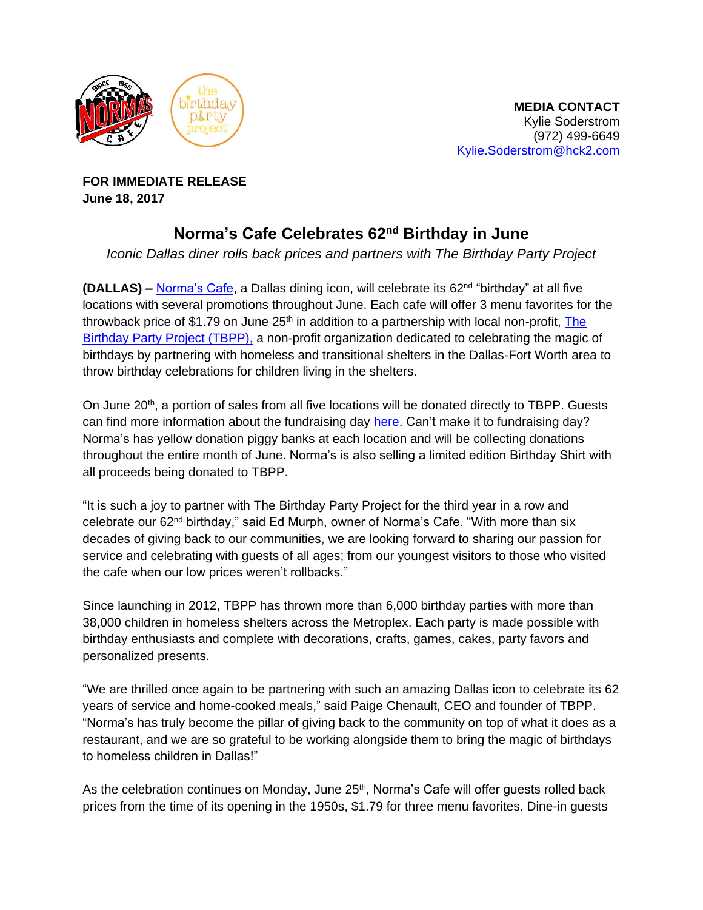**MEDIA CONTACT**
Kylie Soderstrom
(972) 499-6649
[Kylie.Soderstrom@hck2.com](mailto:Kylie.Soderstrom@hck2.com)

**FOR IMMEDIATE RELEASE**
**June 18, 2017**

# Norma's Cafe Celebrates 62nd Birthday in June

*Iconic Dallas diner rolls back prices and partners with The Birthday Party Project*

**(DALLAS) –** Norma's Cafe, a Dallas dining icon, will celebrate its 62nd "birthday" at all five locations with several promotions throughout June. Each cafe will offer 3 menu favorites for the throwback price of $1.79 on June 25th in addition to a partnership with local non-profit, The Birthday Party Project (TBPP), a non-profit organization dedicated to celebrating the magic of birthdays by partnering with homeless and transitional shelters in the Dallas-Fort Worth area to throw birthday celebrations for children living in the shelters.

On June 20th, a portion of sales from all five locations will be donated directly to TBPP. Guests can find more information about the fundraising day here. Can't make it to fundraising day? Norma's has yellow donation piggy banks at each location and will be collecting donations throughout the entire month of June. Norma's is also selling a limited edition Birthday Shirt with all proceeds being donated to TBPP.

"It is such a joy to partner with The Birthday Party Project for the third year in a row and celebrate our 62nd birthday," said Ed Murph, owner of Norma's Cafe. "With more than six decades of giving back to our communities, we are looking forward to sharing our passion for service and celebrating with guests of all ages; from our youngest visitors to those who visited the cafe when our low prices weren't rollbacks."

Since launching in 2012, TBPP has thrown more than 6,000 birthday parties with more than 38,000 children in homeless shelters across the Metroplex. Each party is made possible with birthday enthusiasts and complete with decorations, crafts, games, cakes, party favors and personalized presents.

"We are thrilled once again to be partnering with such an amazing Dallas icon to celebrate its 62 years of service and home-cooked meals," said Paige Chenault, CEO and founder of TBPP. "Norma's has truly become the pillar of giving back to the community on top of what it does as a restaurant, and we are so grateful to be working alongside them to bring the magic of birthdays to homeless children in Dallas!"

As the celebration continues on Monday, June 25th, Norma's Cafe will offer guests rolled back prices from the time of its opening in the 1950s, $1.79 for three menu favorites. Dine-in guests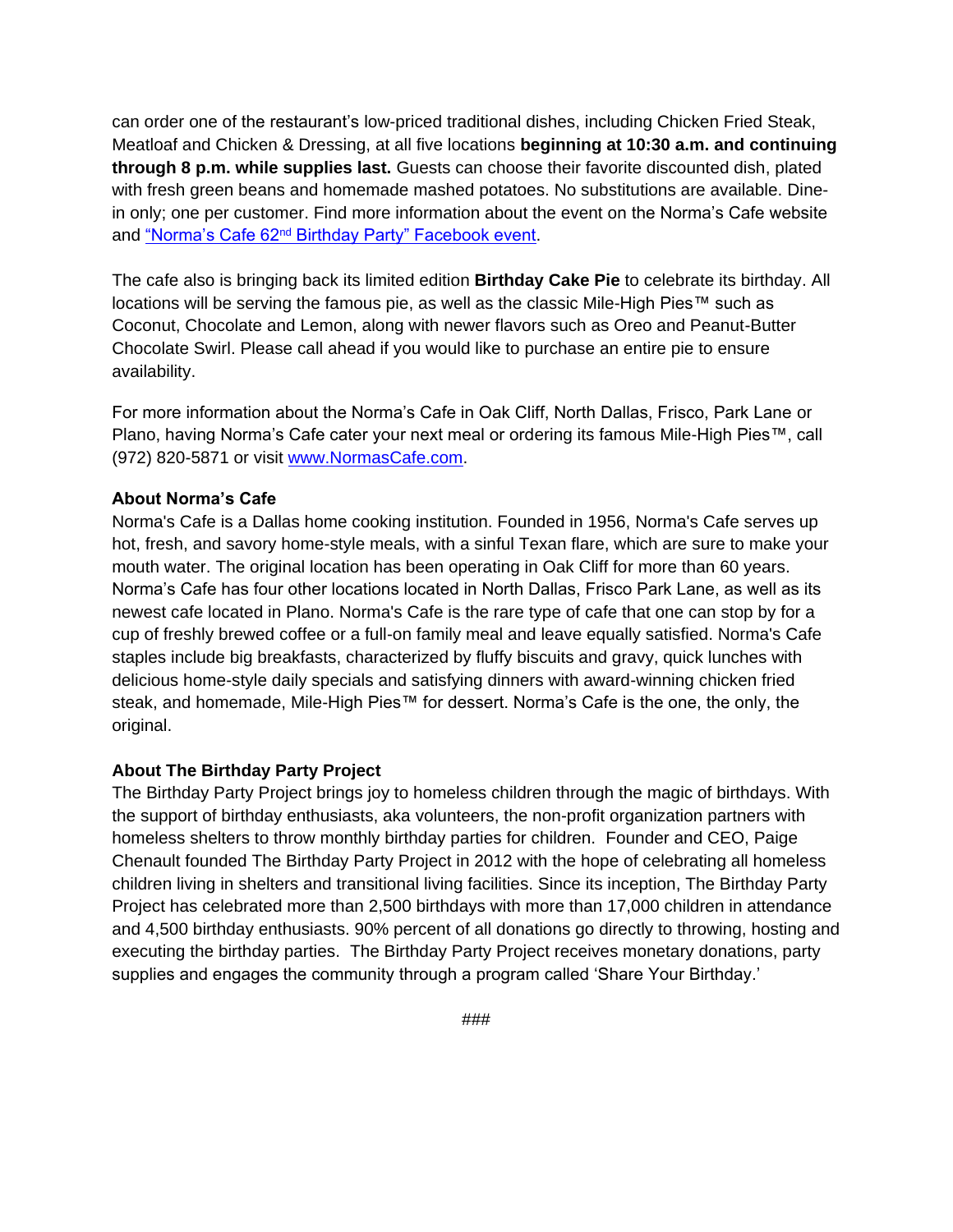can order one of the restaurant's low-priced traditional dishes, including Chicken Fried Steak, Meatloaf and Chicken & Dressing, at all five locations **beginning at 10:30 a.m. and continuing through 8 p.m. while supplies last.** Guests can choose their favorite discounted dish, plated with fresh green beans and homemade mashed potatoes. No substitutions are available. Dine-in only; one per customer. Find more information about the event on the Norma's Cafe website and "Norma's Cafe 62nd Birthday Party" Facebook event.

The cafe also is bringing back its limited edition **Birthday Cake Pie** to celebrate its birthday. All locations will be serving the famous pie, as well as the classic Mile-High Pies™ such as Coconut, Chocolate and Lemon, along with newer flavors such as Oreo and Peanut-Butter Chocolate Swirl. Please call ahead if you would like to purchase an entire pie to ensure availability.

For more information about the Norma's Cafe in Oak Cliff, North Dallas, Frisco, Park Lane or Plano, having Norma's Cafe cater your next meal or ordering its famous Mile-High Pies™, call (972) 820-5871 or visit www.NormasCafe.com.

**About Norma's Cafe**

Norma's Cafe is a Dallas home cooking institution. Founded in 1956, Norma's Cafe serves up hot, fresh, and savory home-style meals, with a sinful Texan flare, which are sure to make your mouth water. The original location has been operating in Oak Cliff for more than 60 years. Norma's Cafe has four other locations located in North Dallas, Frisco Park Lane, as well as its newest cafe located in Plano. Norma's Cafe is the rare type of cafe that one can stop by for a cup of freshly brewed coffee or a full-on family meal and leave equally satisfied. Norma's Cafe staples include big breakfasts, characterized by fluffy biscuits and gravy, quick lunches with delicious home-style daily specials and satisfying dinners with award-winning chicken fried steak, and homemade, Mile-High Pies™ for dessert. Norma's Cafe is the one, the only, the original.

**About The Birthday Party Project**

The Birthday Party Project brings joy to homeless children through the magic of birthdays. With the support of birthday enthusiasts, aka volunteers, the non-profit organization partners with homeless shelters to throw monthly birthday parties for children. Founder and CEO, Paige Chenault founded The Birthday Party Project in 2012 with the hope of celebrating all homeless children living in shelters and transitional living facilities. Since its inception, The Birthday Party Project has celebrated more than 2,500 birthdays with more than 17,000 children in attendance and 4,500 birthday enthusiasts. 90% percent of all donations go directly to throwing, hosting and executing the birthday parties. The Birthday Party Project receives monetary donations, party supplies and engages the community through a program called 'Share Your Birthday.'

###